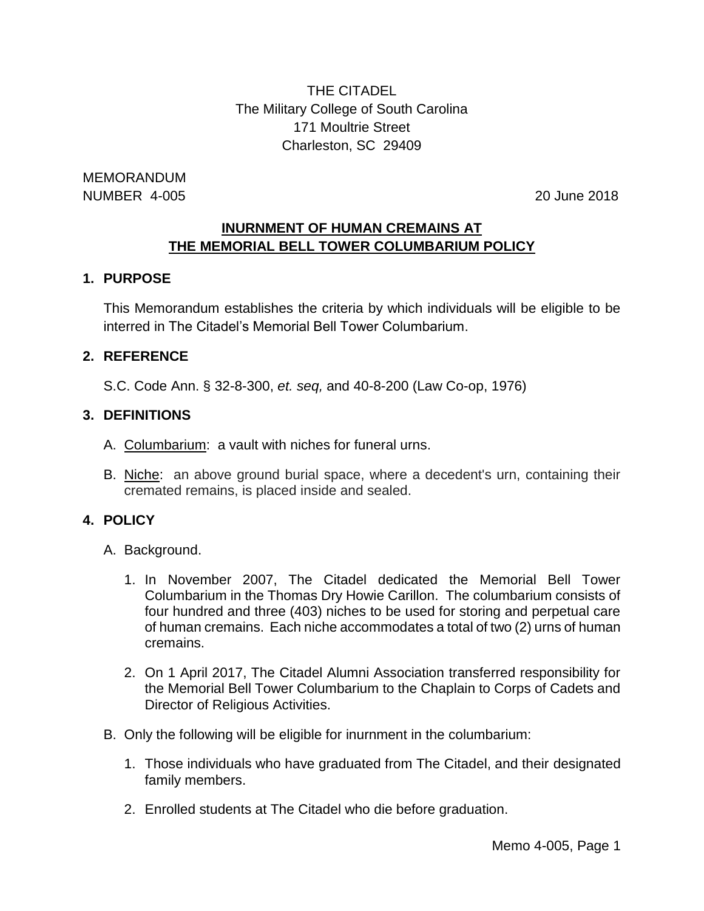THE CITADEL
The Military College of South Carolina
171 Moultrie Street
Charleston, SC 29409

MEMORANDUM
NUMBER 4-005 20 June 2018

# INURNMENT OF HUMAN CREMAINS AT THE MEMORIAL BELL TOWER COLUMBARIUM POLICY

## 1. PURPOSE

This Memorandum establishes the criteria by which individuals will be eligible to be interred in The Citadel's Memorial Bell Tower Columbarium.

## 2. REFERENCE

S.C. Code Ann. § 32-8-300, *et. seq,* and 40-8-200 (Law Co-op, 1976)

## 3. DEFINITIONS

A. Columbarium: a vault with niches for funeral urns.

B. Niche: an above ground burial space, where a decedent's urn, containing their cremated remains, is placed inside and sealed.

## 4. POLICY

A. Background.

1. In November 2007, The Citadel dedicated the Memorial Bell Tower Columbarium in the Thomas Dry Howie Carillon. The columbarium consists of four hundred and three (403) niches to be used for storing and perpetual care of human cremains. Each niche accommodates a total of two (2) urns of human cremains.

2. On 1 April 2017, The Citadel Alumni Association transferred responsibility for the Memorial Bell Tower Columbarium to the Chaplain to Corps of Cadets and Director of Religious Activities.

B. Only the following will be eligible for inurnment in the columbarium:

1. Those individuals who have graduated from The Citadel, and their designated family members.

2. Enrolled students at The Citadel who die before graduation.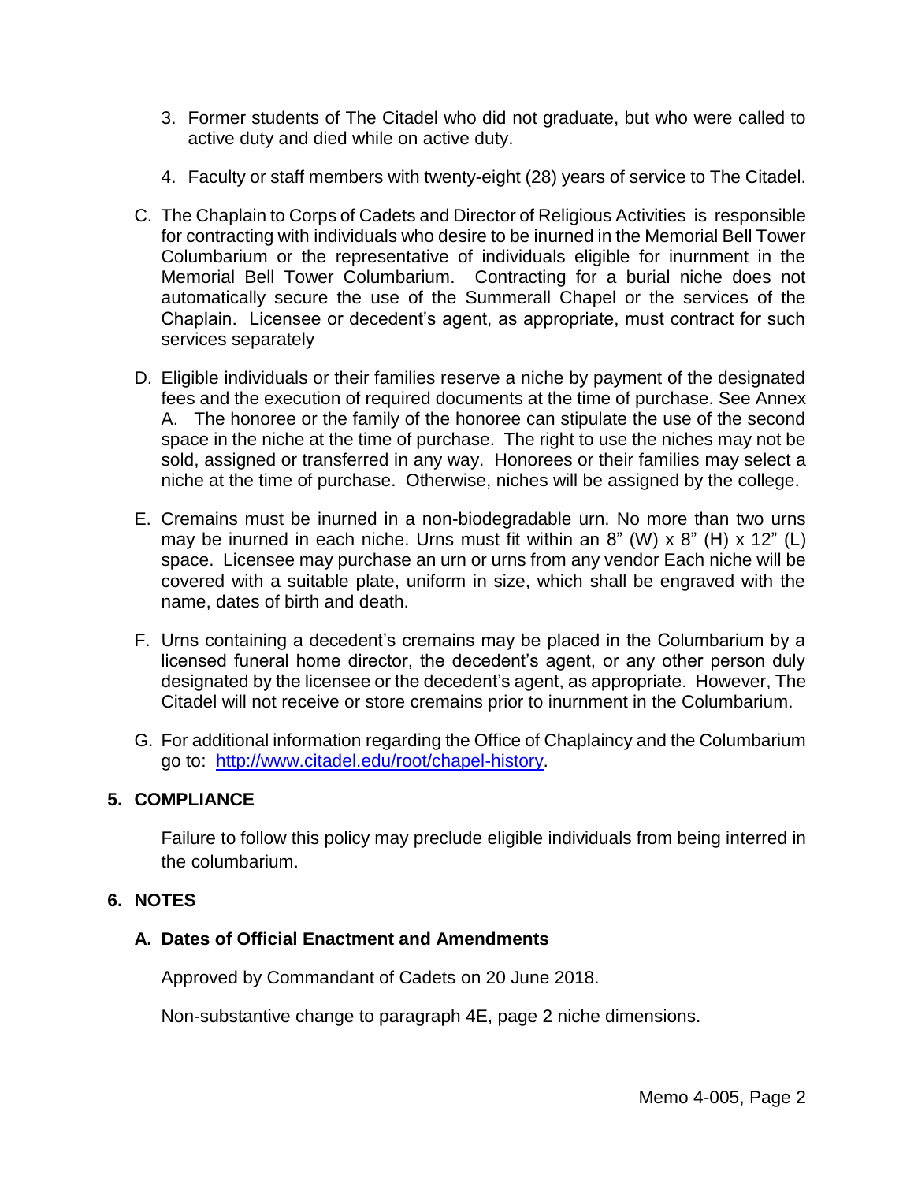3. Former students of The Citadel who did not graduate, but who were called to active duty and died while on active duty.

4. Faculty or staff members with twenty-eight (28) years of service to The Citadel.

C. The Chaplain to Corps of Cadets and Director of Religious Activities is responsible for contracting with individuals who desire to be inurned in the Memorial Bell Tower Columbarium or the representative of individuals eligible for inurnment in the Memorial Bell Tower Columbarium. Contracting for a burial niche does not automatically secure the use of the Summerall Chapel or the services of the Chaplain. Licensee or decedent's agent, as appropriate, must contract for such services separately

D. Eligible individuals or their families reserve a niche by payment of the designated fees and the execution of required documents at the time of purchase. See Annex A. The honoree or the family of the honoree can stipulate the use of the second space in the niche at the time of purchase. The right to use the niches may not be sold, assigned or transferred in any way. Honorees or their families may select a niche at the time of purchase. Otherwise, niches will be assigned by the college.

E. Cremains must be inurned in a non-biodegradable urn. No more than two urns may be inurned in each niche. Urns must fit within an 8" (W) x 8" (H) x 12" (L) space. Licensee may purchase an urn or urns from any vendor Each niche will be covered with a suitable plate, uniform in size, which shall be engraved with the name, dates of birth and death.

F. Urns containing a decedent's cremains may be placed in the Columbarium by a licensed funeral home director, the decedent's agent, or any other person duly designated by the licensee or the decedent's agent, as appropriate. However, The Citadel will not receive or store cremains prior to inurnment in the Columbarium.

G. For additional information regarding the Office of Chaplaincy and the Columbarium go to: [http://www.citadel.edu/root/chapel-history](http://www.citadel.edu/root/chapel-history).

## 5. COMPLIANCE

Failure to follow this policy may preclude eligible individuals from being interred in the columbarium.

## 6. NOTES

### A. Dates of Official Enactment and Amendments

Approved by Commandant of Cadets on 20 June 2018.

Non-substantive change to paragraph 4E, page 2 niche dimensions.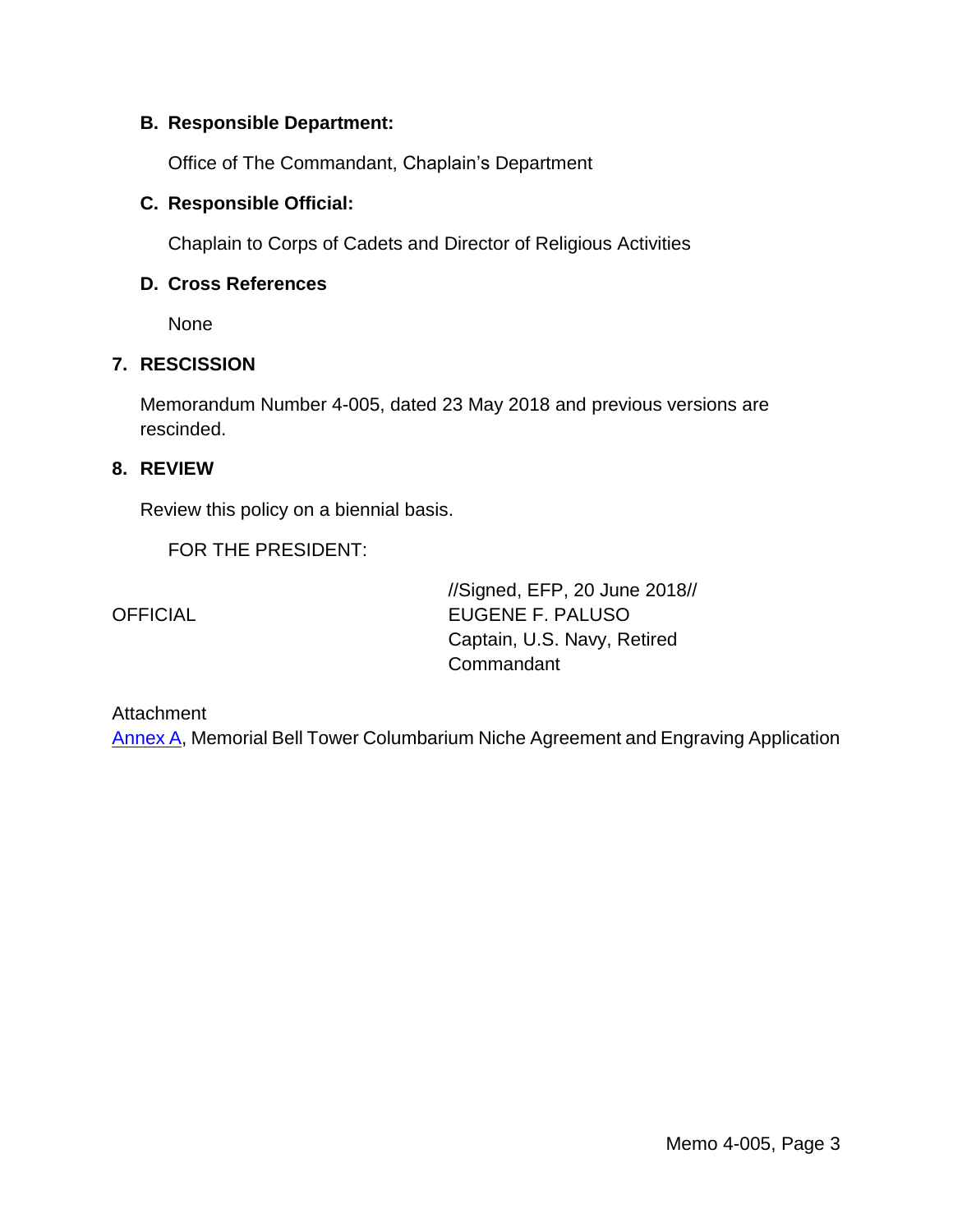**B. Responsible Department:**

Office of The Commandant, Chaplain's Department

**C. Responsible Official:**

Chaplain to Corps of Cadets and Director of Religious Activities

**D. Cross References**

None

## 7. RESCISSION

Memorandum Number 4-005, dated 23 May 2018 and previous versions are rescinded.

## 8. REVIEW

Review this policy on a biennial basis.

FOR THE PRESIDENT:

OFFICIAL

//Signed, EFP, 20 June 2018//
EUGENE F. PALUSO
Captain, U.S. Navy, Retired
Commandant

Attachment
Annex A, Memorial Bell Tower Columbarium Niche Agreement and Engraving Application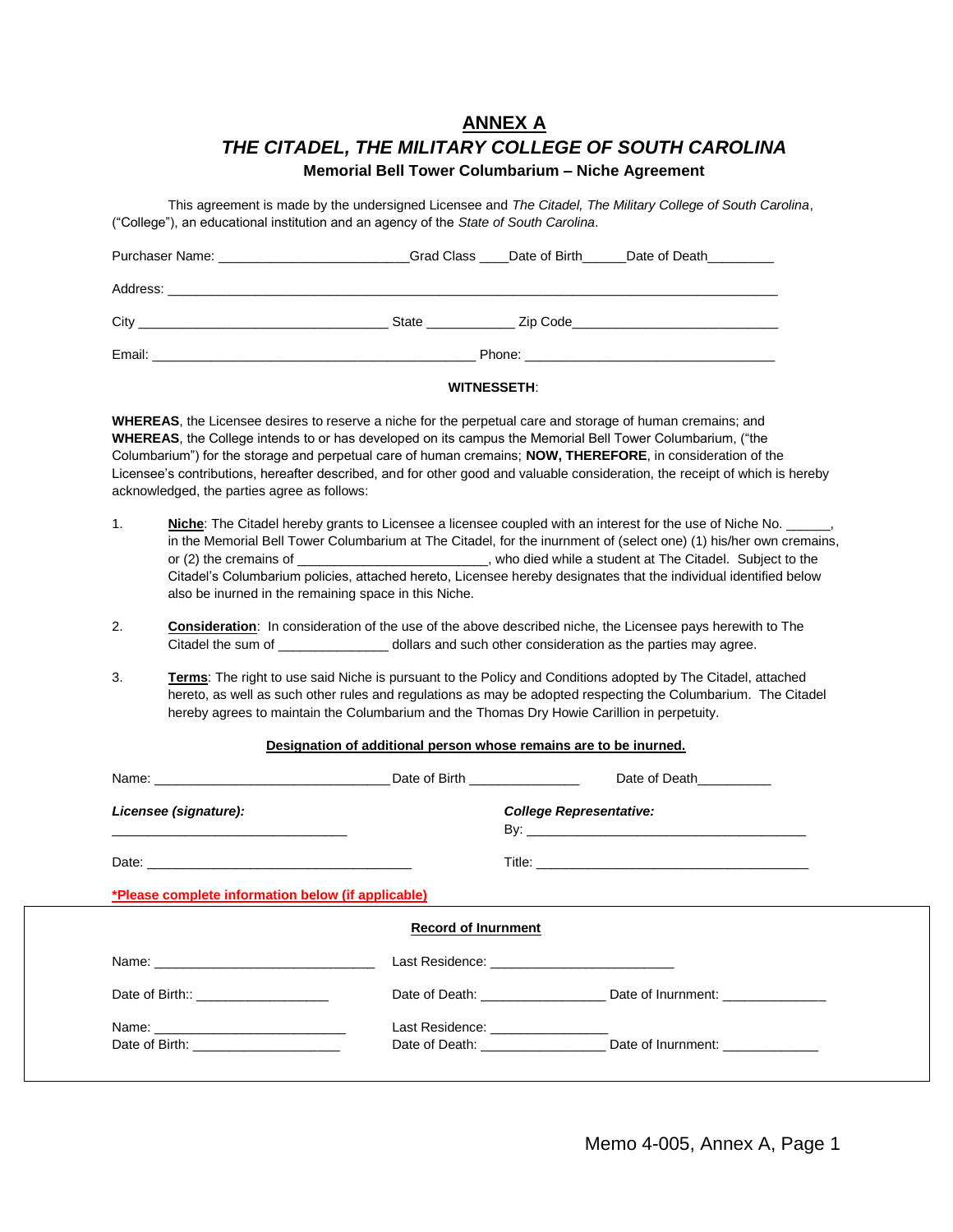# ANNEX A

## *THE CITADEL, THE MILITARY COLLEGE OF SOUTH CAROLINA*

### Memorial Bell Tower Columbarium – Niche Agreement

This agreement is made by the undersigned Licensee and *The Citadel, The Military College of South Carolina*, ("College"), an educational institution and an agency of the *State of South Carolina*.

Purchaser Name: _________________________ Grad Class ____ Date of Birth______ Date of Death_________

Address: ________________________________________________________________________________

City _________________________________ State ____________ Zip Code____________________________

Email: ____________________________________________ Phone: __________________________________

**WITNESSETH**:

**WHEREAS**, the Licensee desires to reserve a niche for the perpetual care and storage of human cremains; and **WHEREAS**, the College intends to or has developed on its campus the Memorial Bell Tower Columbarium, ("the Columbarium") for the storage and perpetual care of human cremains; **NOW, THEREFORE**, in consideration of the Licensee's contributions, hereafter described, and for other good and valuable consideration, the receipt of which is hereby acknowledged, the parties agree as follows:

1. **Niche**: The Citadel hereby grants to Licensee a licensee coupled with an interest for the use of Niche No. ______, in the Memorial Bell Tower Columbarium at The Citadel, for the inurnment of (select one) (1) his/her own cremains, or (2) the cremains of __________________________, who died while a student at The Citadel. Subject to the Citadel's Columbarium policies, attached hereto, Licensee hereby designates that the individual identified below also be inurned in the remaining space in this Niche.

2. **Consideration**: In consideration of the use of the above described niche, the Licensee pays herewith to The Citadel the sum of _______________ dollars and such other consideration as the parties may agree.

3. **Terms**: The right to use said Niche is pursuant to the Policy and Conditions adopted by The Citadel, attached hereto, as well as such other rules and regulations as may be adopted respecting the Columbarium. The Citadel hereby agrees to maintain the Columbarium and the Thomas Dry Howie Carillion in perpetuity.

**Designation of additional person whose remains are to be inurned.**

Name: ________________________________ Date of Birth _______________ Date of Death__________

***Licensee (signature):*** _______________________________

***College Representative:*** By: ______________________________________

Date: ____________________________________

Title: _____________________________________

***Please complete information below (if applicable)**

**Record of Inurnment**

Name: ______________________________ Last Residence: _________________________

Date of Birth:: __________________ Date of Death: _________________ Date of Inurnment: ______________

Name: __________________________ Last Residence: ________________

Date of Birth: ____________________ Date of Death: _________________ Date of Inurnment: _____________

Memo 4-005, Annex A, Page 1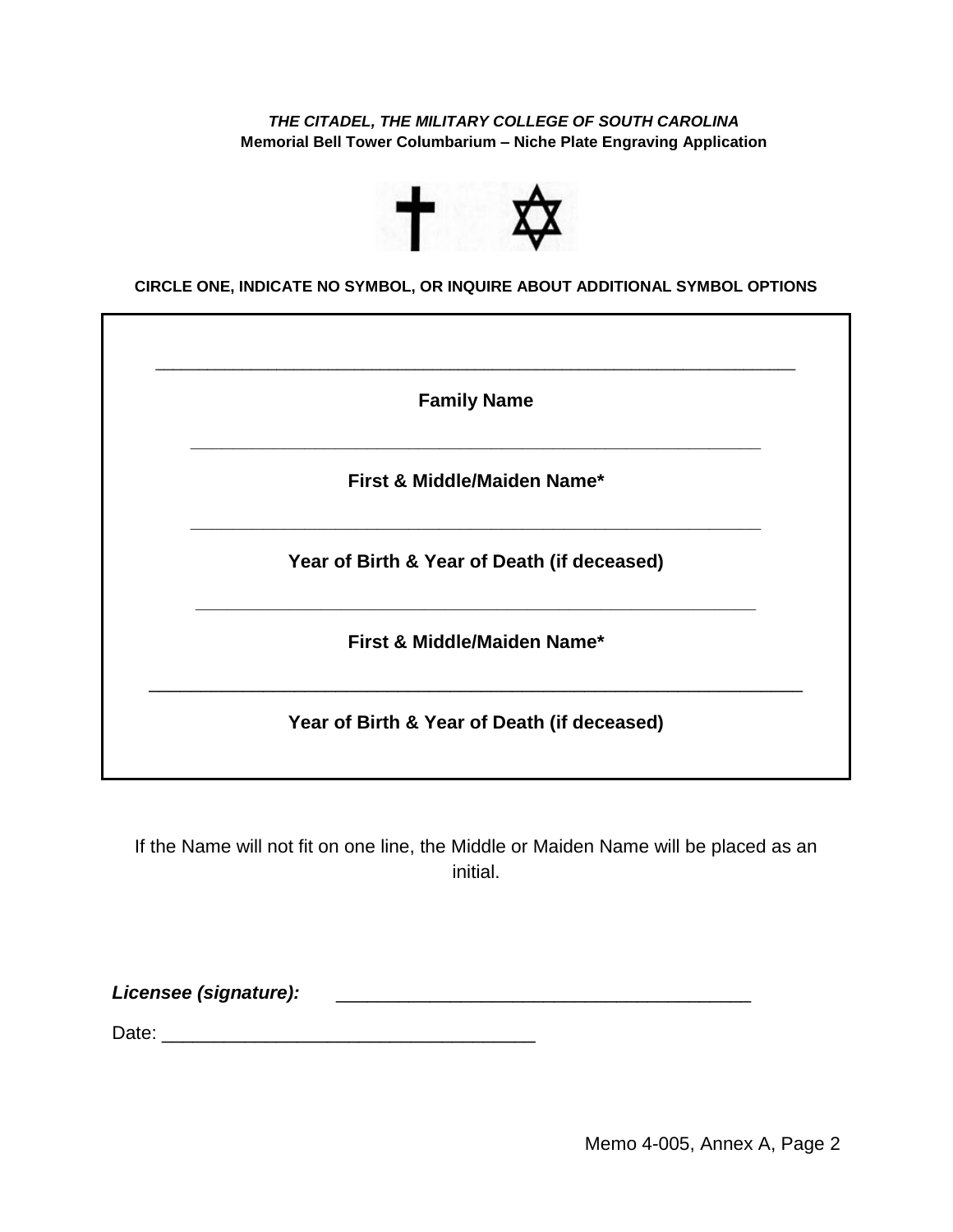***THE CITADEL, THE MILITARY COLLEGE OF SOUTH CAROLINA***
**Memorial Bell Tower Columbarium – Niche Plate Engraving Application**

**CIRCLE ONE, INDICATE NO SYMBOL, OR INQUIRE ABOUT ADDITIONAL SYMBOL OPTIONS**

_______________________________________________

**Family Name**

_______________________________________________

**First & Middle/Maiden Name***

_______________________________________________

**Year of Birth & Year of Death (if deceased)**

_______________________________________________

**First & Middle/Maiden Name***

_______________________________________________

**Year of Birth & Year of Death (if deceased)**

If the Name will not fit on one line, the Middle or Maiden Name will be placed as an initial.

***Licensee (signature):*** ________________________________________

Date: ____________________________________

Memo 4-005, Annex A, Page 2